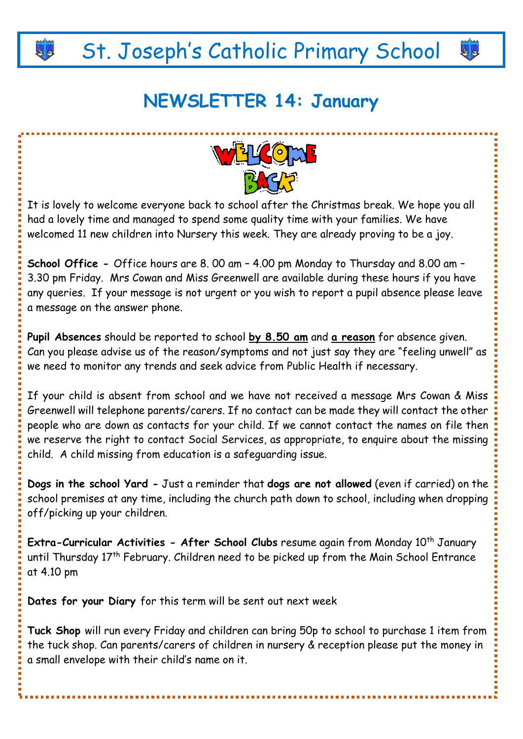# St. Joseph's Catholic Primary School

## NEWSLETTER 14: January

WELCOME BACK

It is lovely to welcome everyone back to school after the Christmas break. We hope you all had a lovely time and managed to spend some quality time with your families. We have welcomed 11 new children into Nursery this week. They are already proving to be a joy.

**School Office -** Office hours are 8. 00 am – 4.00 pm Monday to Thursday and 8.00 am – 3.30 pm Friday. Mrs Cowan and Miss Greenwell are available during these hours if you have any queries. If your message is not urgent or you wish to report a pupil absence please leave a message on the answer phone.

**Pupil Absences** should be reported to school **by 8.50 am** and **a reason** for absence given. Can you please advise us of the reason/symptoms and not just say they are "feeling unwell" as we need to monitor any trends and seek advice from Public Health if necessary.

If your child is absent from school and we have not received a message Mrs Cowan & Miss Greenwell will telephone parents/carers. If no contact can be made they will contact the other people who are down as contacts for your child. If we cannot contact the names on file then we reserve the right to contact Social Services, as appropriate, to enquire about the missing child. A child missing from education is a safeguarding issue.

**Dogs in the school Yard -** Just a reminder that **dogs are not allowed** (even if carried) on the school premises at any time, including the church path down to school, including when dropping off/picking up your children.

**Extra-Curricular Activities - After School Clubs** resume again from Monday 10th January until Thursday 17th February. Children need to be picked up from the Main School Entrance at 4.10 pm

**Dates for your Diary** for this term will be sent out next week

**Tuck Shop** will run every Friday and children can bring 50p to school to purchase 1 item from the tuck shop. Can parents/carers of children in nursery & reception please put the money in a small envelope with their child's name on it.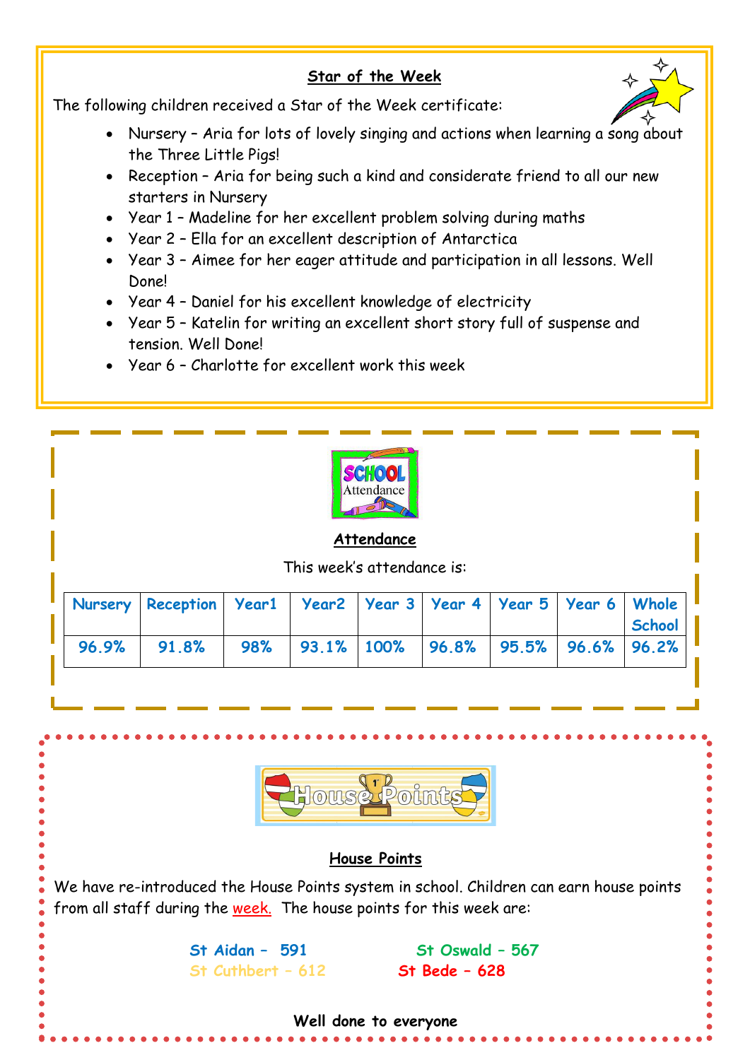## Star of the Week

The following children received a Star of the Week certificate:

- Nursery – Aria for lots of lovely singing and actions when learning a song about the Three Little Pigs!
- Reception – Aria for being such a kind and considerate friend to all our new starters in Nursery
- Year 1 – Madeline for her excellent problem solving during maths
- Year 2 – Ella for an excellent description of Antarctica
- Year 3 – Aimee for her eager attitude and participation in all lessons. Well Done!
- Year 4 – Daniel for his excellent knowledge of electricity
- Year 5 – Katelin for writing an excellent short story full of suspense and tension. Well Done!
- Year 6 – Charlotte for excellent work this week

## Attendance

This week's attendance is:

| Nursery | Reception | Year1 | Year2 | Year 3 | Year 4 | Year 5 | Year 6 | Whole School |
|---|---|---|---|---|---|---|---|---|
| 96.9% | 91.8% | 98% | 93.1% | 100% | 96.8% | 95.5% | 96.6% | 96.2% |

## House Points

We have re-introduced the House Points system in school. Children can earn house points from all staff during the week. The house points for this week are:

St Aidan – 591
St Oswald – 567
St Cuthbert – 612
St Bede – 628

**Well done to everyone**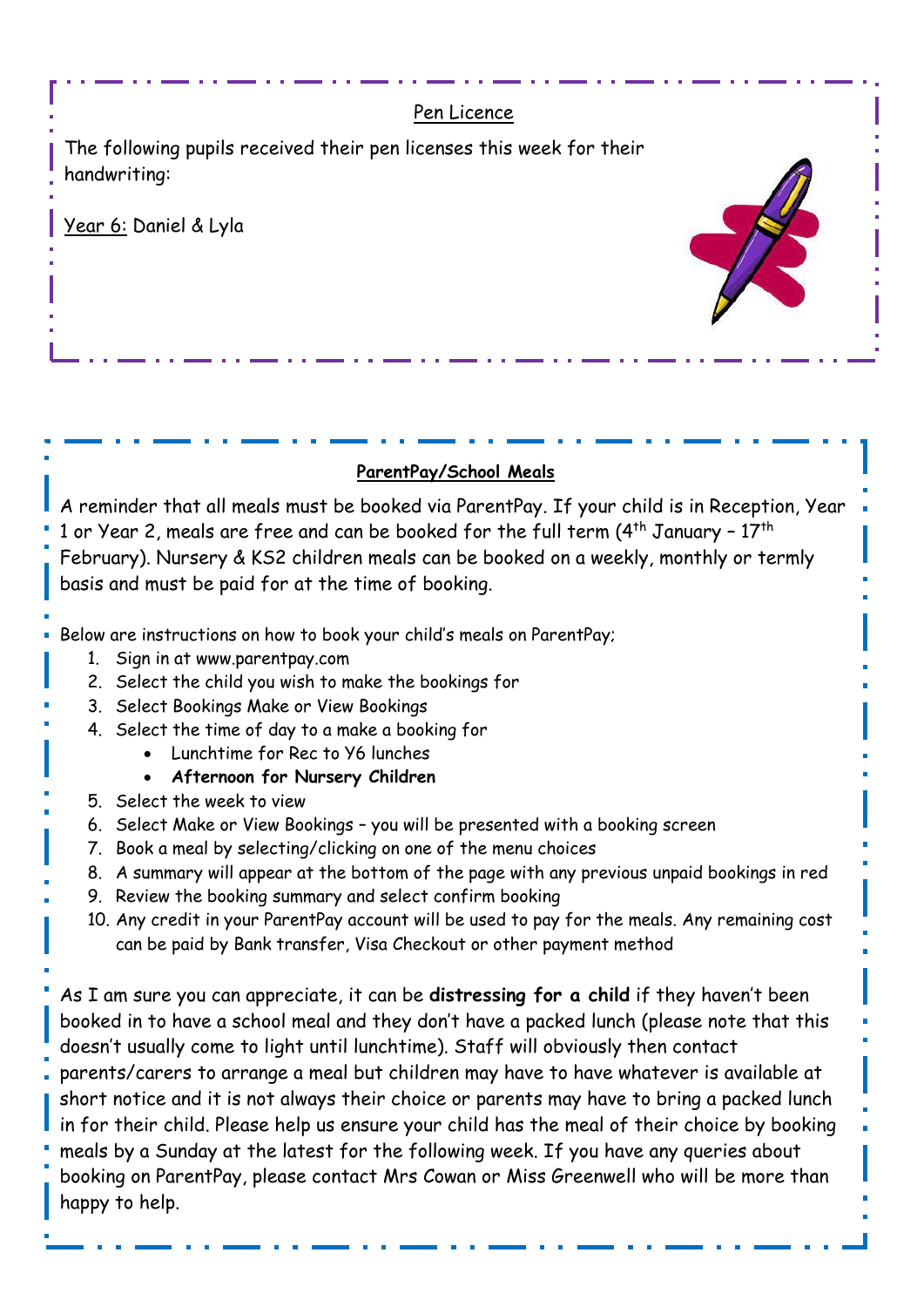## Pen Licence

The following pupils received their pen licenses this week for their handwriting:

Year 6: Daniel & Lyla

## **ParentPay/School Meals**

A reminder that all meals must be booked via ParentPay. If your child is in Reception, Year 1 or Year 2, meals are free and can be booked for the full term (4th January – 17th February). Nursery & KS2 children meals can be booked on a weekly, monthly or termly basis and must be paid for at the time of booking.

Below are instructions on how to book your child's meals on ParentPay;

1. Sign in at www.parentpay.com
2. Select the child you wish to make the bookings for
3. Select Bookings Make or View Bookings
4. Select the time of day to a make a booking for
   - Lunchtime for Rec to Y6 lunches
   - **Afternoon for Nursery Children**
5. Select the week to view
6. Select Make or View Bookings – you will be presented with a booking screen
7. Book a meal by selecting/clicking on one of the menu choices
8. A summary will appear at the bottom of the page with any previous unpaid bookings in red
9. Review the booking summary and select confirm booking
10. Any credit in your ParentPay account will be used to pay for the meals. Any remaining cost can be paid by Bank transfer, Visa Checkout or other payment method

As I am sure you can appreciate, it can be **distressing for a child** if they haven't been booked in to have a school meal and they don't have a packed lunch (please note that this doesn't usually come to light until lunchtime). Staff will obviously then contact parents/carers to arrange a meal but children may have to have whatever is available at short notice and it is not always their choice or parents may have to bring a packed lunch in for their child. Please help us ensure your child has the meal of their choice by booking meals by a Sunday at the latest for the following week. If you have any queries about booking on ParentPay, please contact Mrs Cowan or Miss Greenwell who will be more than happy to help.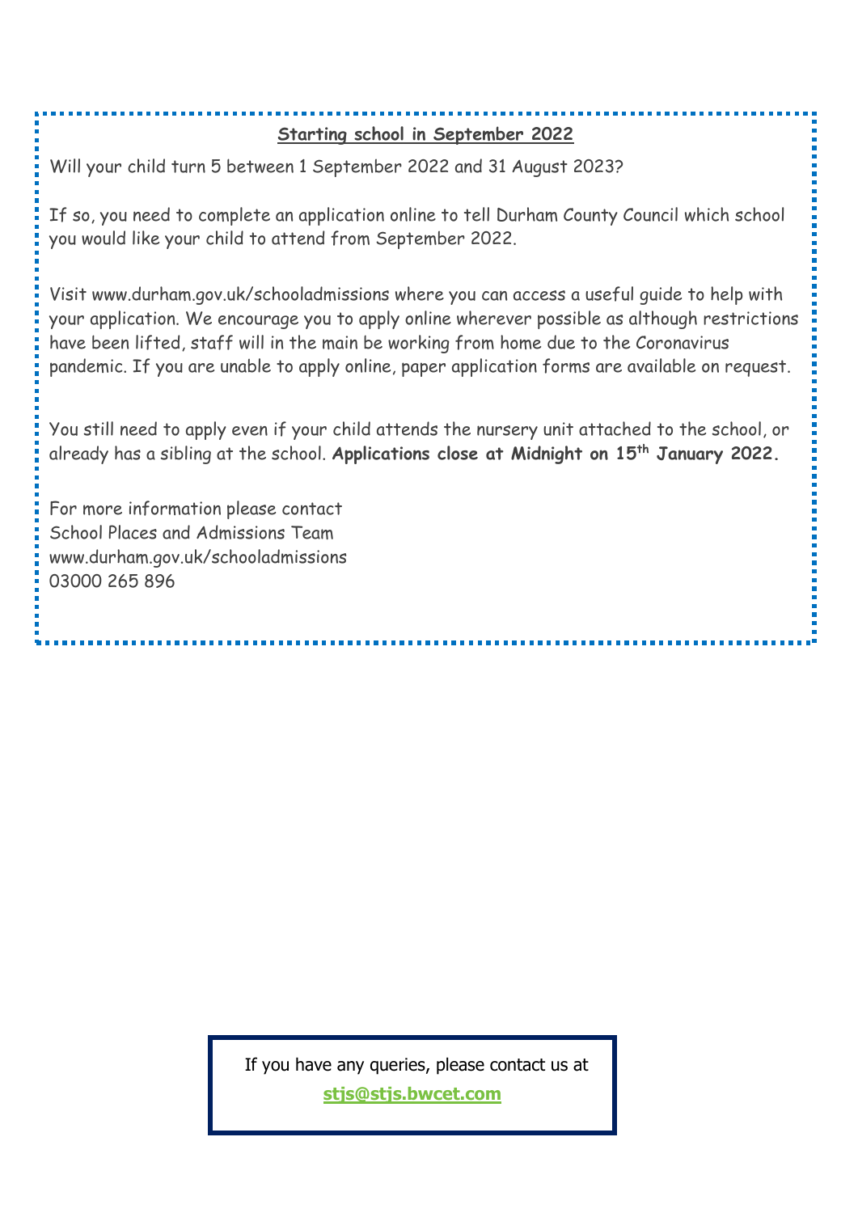## Starting school in September 2022

Will your child turn 5 between 1 September 2022 and 31 August 2023?

If so, you need to complete an application online to tell Durham County Council which school you would like your child to attend from September 2022.

Visit www.durham.gov.uk/schooladmissions where you can access a useful guide to help with your application. We encourage you to apply online wherever possible as although restrictions have been lifted, staff will in the main be working from home due to the Coronavirus pandemic. If you are unable to apply online, paper application forms are available on request.

You still need to apply even if your child attends the nursery unit attached to the school, or already has a sibling at the school. **Applications close at Midnight on 15th January 2022.**

For more information please contact
School Places and Admissions Team
www.durham.gov.uk/schooladmissions
03000 265 896

If you have any queries, please contact us at

**stjs@stjs.bwcet.com**